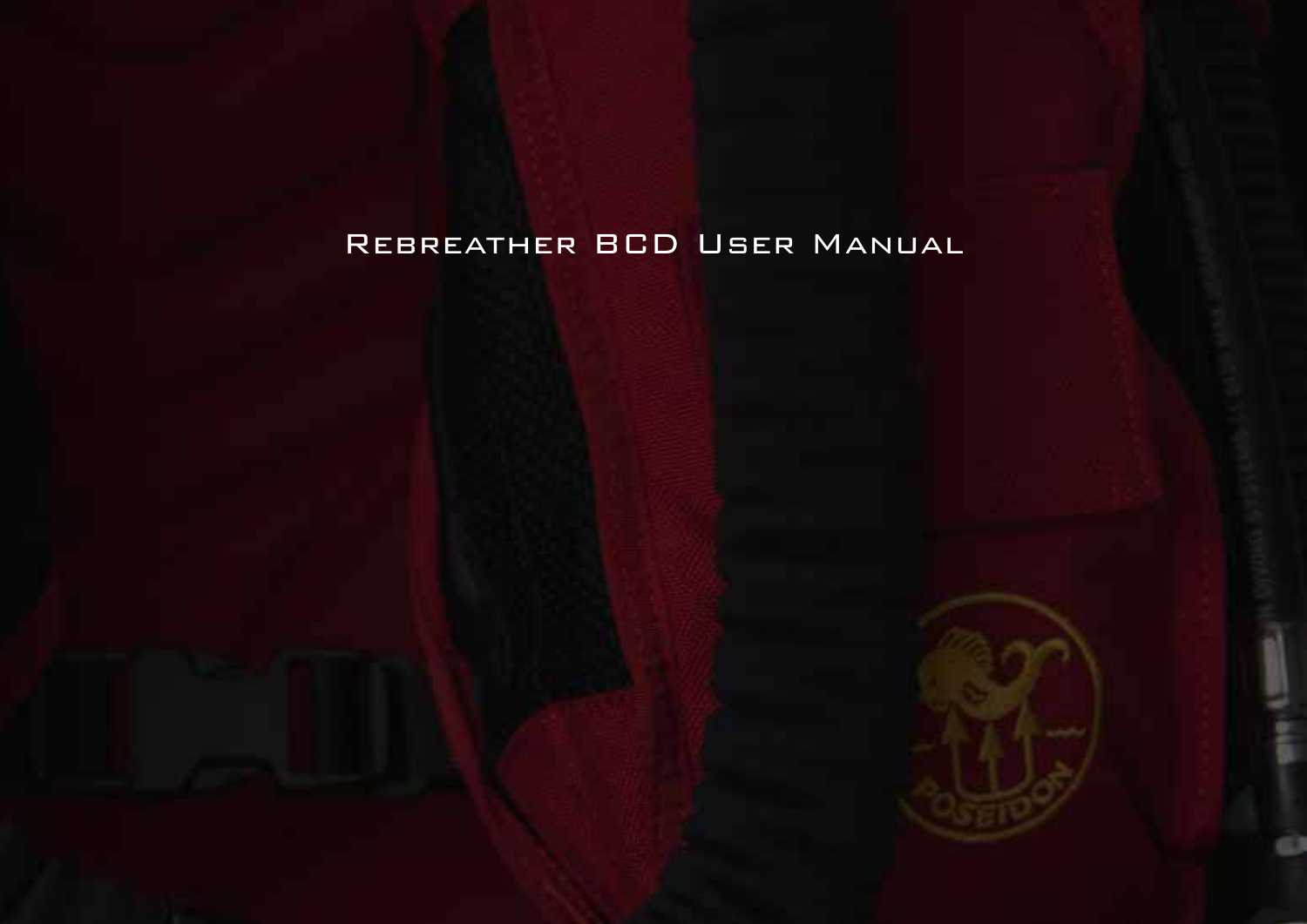# Rebreather BCD User Manual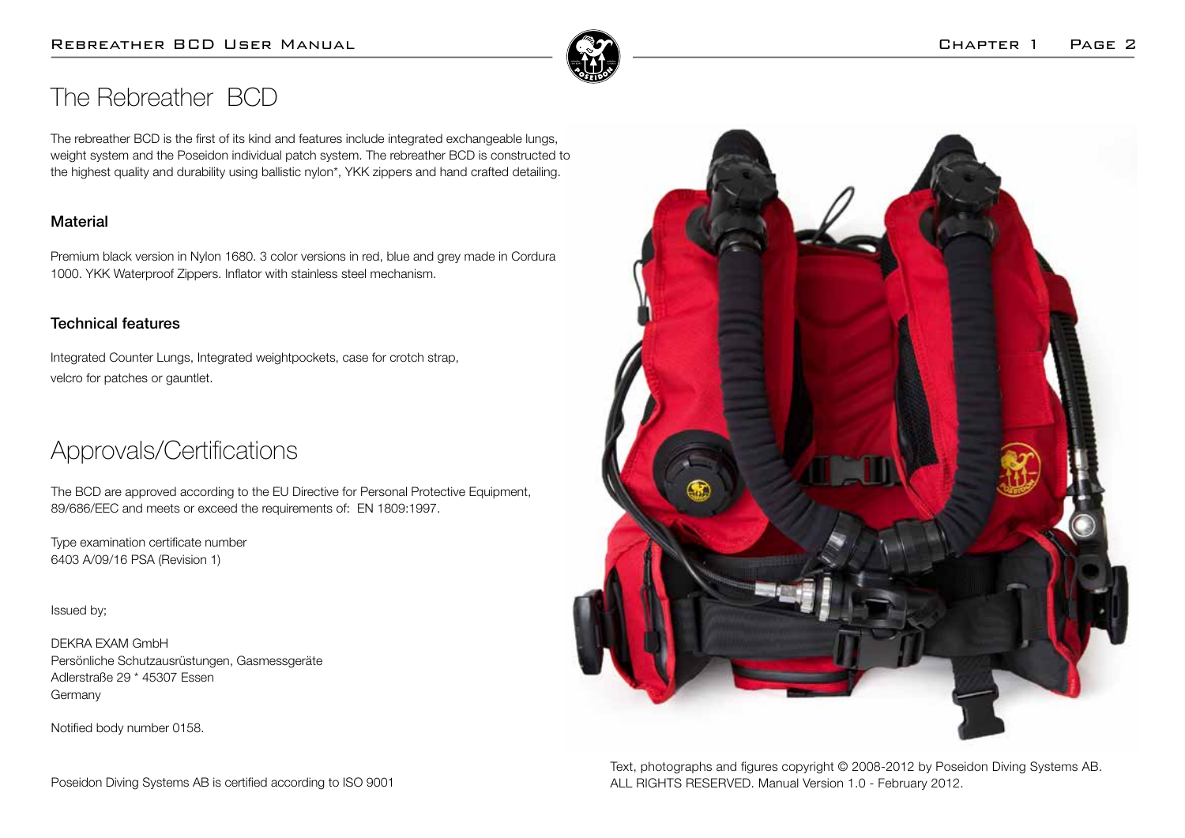# The Rebreather BCD

The rebreather BCD is the first of its kind and features include integrated exchangeable lungs, weight system and the Poseidon individual patch system. The rebreather BCD is constructed to the highest quality and durability using ballistic nylon*, YKK zippers and hand crafted detailing.

### Material

Premium black version in Nylon 1680. 3 color versions in red, blue and grey made in Cordura 1000. YKK Waterproof Zippers. Inflator with stainless steel mechanism.

### Technical features

Integrated Counter Lungs, Integrated weightpockets, case for crotch strap, velcro for patches or gauntlet.

# Approvals/Certifications

The BCD are approved according to the EU Directive for Personal Protective Equipment, 89/686/EEC and meets or exceed the requirements of: EN 1809:1997.

Type examination certificate number
6403 A/09/16 PSA (Revision 1)

Issued by;

DEKRA EXAM GmbH
Persönliche Schutzausrüstungen, Gasmessgeräte
Adlerstraße 29 * 45307 Essen
Germany

Notified body number 0158.

Poseidon Diving Systems AB is certified according to ISO 9001

Text, photographs and figures copyright © 2008-2012 by Poseidon Diving Systems AB. ALL RIGHTS RESERVED. Manual Version 1.0 - February 2012.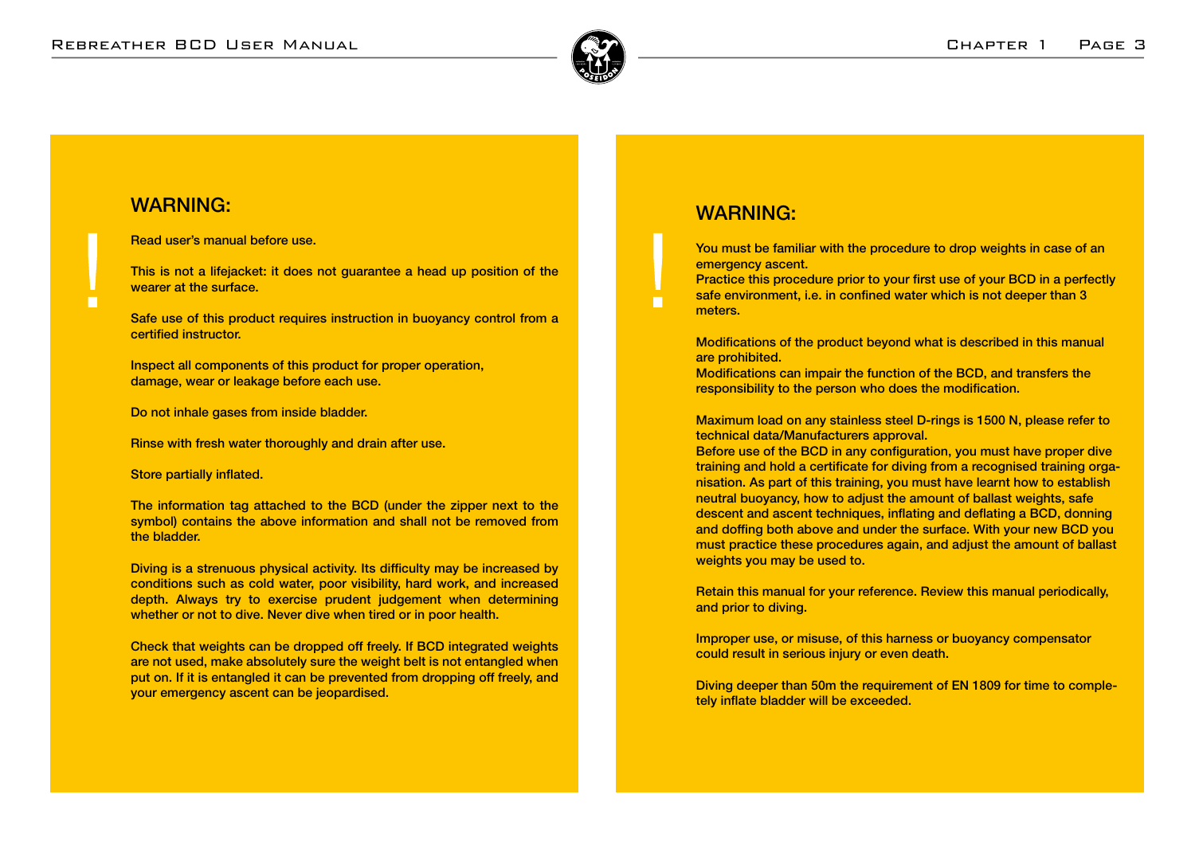## WARNING:

Read user's manual before use.

This is not a lifejacket: it does not guarantee a head up position of the wearer at the surface.

Safe use of this product requires instruction in buoyancy control from a certified instructor.

Inspect all components of this product for proper operation, damage, wear or leakage before each use.

Do not inhale gases from inside bladder.

Rinse with fresh water thoroughly and drain after use.

Store partially inflated.

The information tag attached to the BCD (under the zipper next to the symbol) contains the above information and shall not be removed from the bladder.

Diving is a strenuous physical activity. Its difficulty may be increased by conditions such as cold water, poor visibility, hard work, and increased depth. Always try to exercise prudent judgement when determining whether or not to dive. Never dive when tired or in poor health.

Check that weights can be dropped off freely. If BCD integrated weights are not used, make absolutely sure the weight belt is not entangled when put on. If it is entangled it can be prevented from dropping off freely, and your emergency ascent can be jeopardised.

## WARNING:

You must be familiar with the procedure to drop weights in case of an emergency ascent.
Practice this procedure prior to your first use of your BCD in a perfectly safe environment, i.e. in confined water which is not deeper than 3 meters.

Modifications of the product beyond what is described in this manual are prohibited.
Modifications can impair the function of the BCD, and transfers the responsibility to the person who does the modification.

Maximum load on any stainless steel D-rings is 1500 N, please refer to technical data/Manufacturers approval.
Before use of the BCD in any configuration, you must have proper dive training and hold a certificate for diving from a recognised training organisation. As part of this training, you must have learnt how to establish neutral buoyancy, how to adjust the amount of ballast weights, safe descent and ascent techniques, inflating and deflating a BCD, donning and doffing both above and under the surface. With your new BCD you must practice these procedures again, and adjust the amount of ballast weights you may be used to.

Retain this manual for your reference. Review this manual periodically, and prior to diving.

Improper use, or misuse, of this harness or buoyancy compensator could result in serious injury or even death.

Diving deeper than 50m the requirement of EN 1809 for time to completely inflate bladder will be exceeded.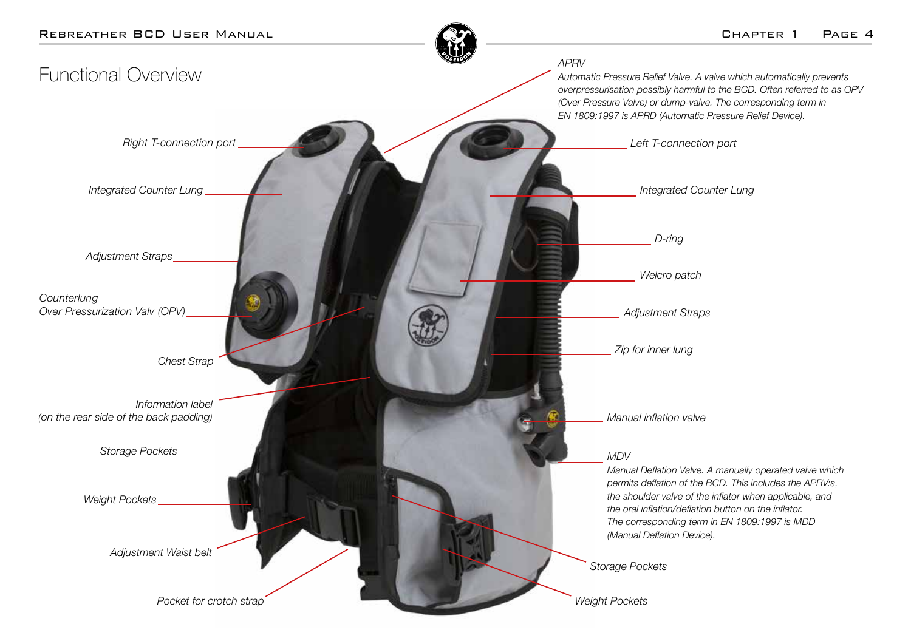# Functional Overview

*APRV*
*Automatic Pressure Relief Valve. A valve which automatically prevents overpressurisation possibly harmful to the BCD. Often referred to as OPV (Over Pressure Valve) or dump-valve. The corresponding term in EN 1809:1997 is APRD (Automatic Pressure Relief Device).*

*Right T-connection port*

*Left T-connection port*

*Integrated Counter Lung*

*Integrated Counter Lung*

*D-ring*

*Adjustment Straps*

*Welcro patch*

*Counterlung*
*Over Pressurization Valv (OPV)*

*Adjustment Straps*

*Zip for inner lung*

*Chest Strap*

*Information label*
*(on the rear side of the back padding)*

*Manual inflation valve*

*Storage Pockets*

*MDV*
*Manual Deflation Valve. A manually operated valve which permits deflation of the BCD. This includes the APRV:s, the shoulder valve of the inflator when applicable, and the oral inflation/deflation button on the inflator. The corresponding term in EN 1809:1997 is MDD (Manual Deflation Device).*

*Weight Pockets*

*Adjustment Waist belt*

*Storage Pockets*

*Pocket for crotch strap*

*Weight Pockets*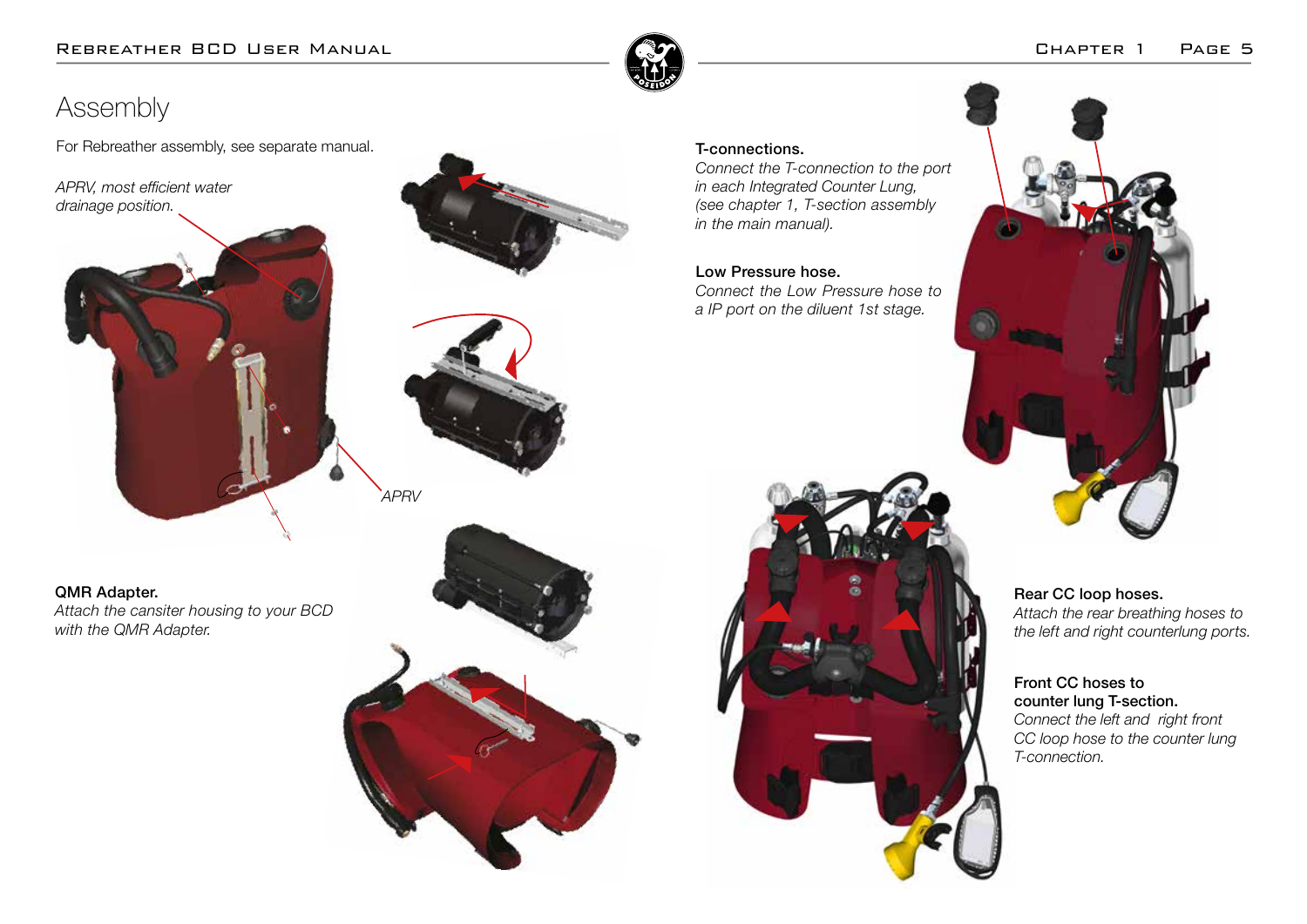# Assembly

For Rebreather assembly, see separate manual.

*APRV, most efficient water drainage position.*

*APRV*

**QMR Adapter.**
*Attach the cansiter housing to your BCD with the QMR Adapter.*

**T-connections.**
*Connect the T-connection to the port in each Integrated Counter Lung, (see chapter 1, T-section assembly in the main manual).*

**Low Pressure hose.**
*Connect the Low Pressure hose to a IP port on the diluent 1st stage.*

**Rear CC loop hoses.**
*Attach the rear breathing hoses to the left and right counterlung ports.*

**Front CC hoses to counter lung T-section.**
*Connect the left and right front CC loop hose to the counter lung T-connection.*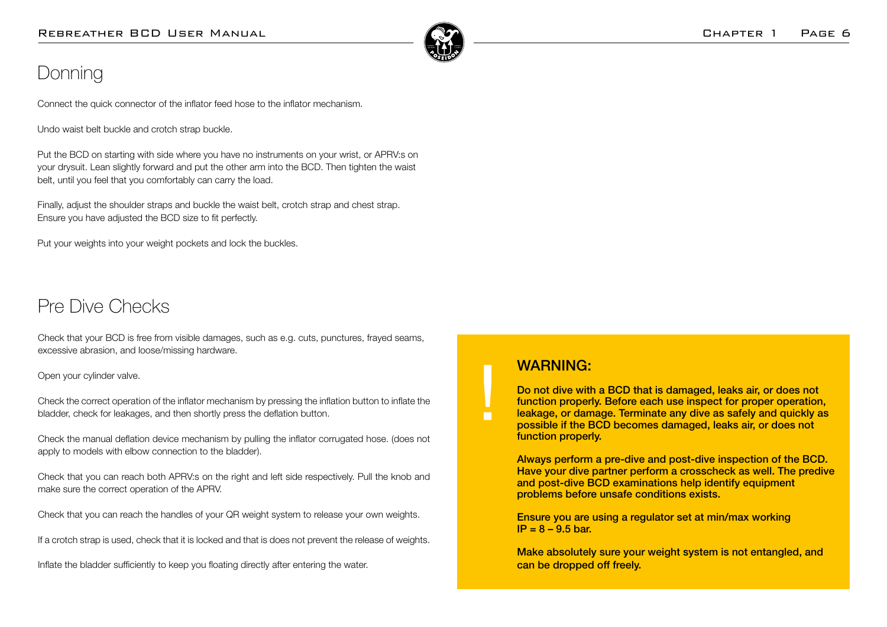## Donning

Connect the quick connector of the inflator feed hose to the inflator mechanism.

Undo waist belt buckle and crotch strap buckle.

Put the BCD on starting with side where you have no instruments on your wrist, or APRV:s on your drysuit. Lean slightly forward and put the other arm into the BCD. Then tighten the waist belt, until you feel that you comfortably can carry the load.

Finally, adjust the shoulder straps and buckle the waist belt, crotch strap and chest strap. Ensure you have adjusted the BCD size to fit perfectly.

Put your weights into your weight pockets and lock the buckles.

## Pre Dive Checks

Check that your BCD is free from visible damages, such as e.g. cuts, punctures, frayed seams, excessive abrasion, and loose/missing hardware.

Open your cylinder valve.

Check the correct operation of the inflator mechanism by pressing the inflation button to inflate the bladder, check for leakages, and then shortly press the deflation button.

Check the manual deflation device mechanism by pulling the inflator corrugated hose. (does not apply to models with elbow connection to the bladder).

Check that you can reach both APRV:s on the right and left side respectively. Pull the knob and make sure the correct operation of the APRV.

Check that you can reach the handles of your QR weight system to release your own weights.

If a crotch strap is used, check that it is locked and that is does not prevent the release of weights.

Inflate the bladder sufficiently to keep you floating directly after entering the water.

> **!**
>
> **WARNING:**
>
> **Do not dive with a BCD that is damaged, leaks air, or does not function properly. Before each use inspect for proper operation, leakage, or damage. Terminate any dive as safely and quickly as possible if the BCD becomes damaged, leaks air, or does not function properly.**
>
> **Always perform a pre-dive and post-dive inspection of the BCD. Have your dive partner perform a crosscheck as well. The predive and post-dive BCD examinations help identify equipment problems before unsafe conditions exists.**
>
> **Ensure you are using a regulator set at min/max working IP = 8 – 9.5 bar.**
>
> **Make absolutely sure your weight system is not entangled, and can be dropped off freely.**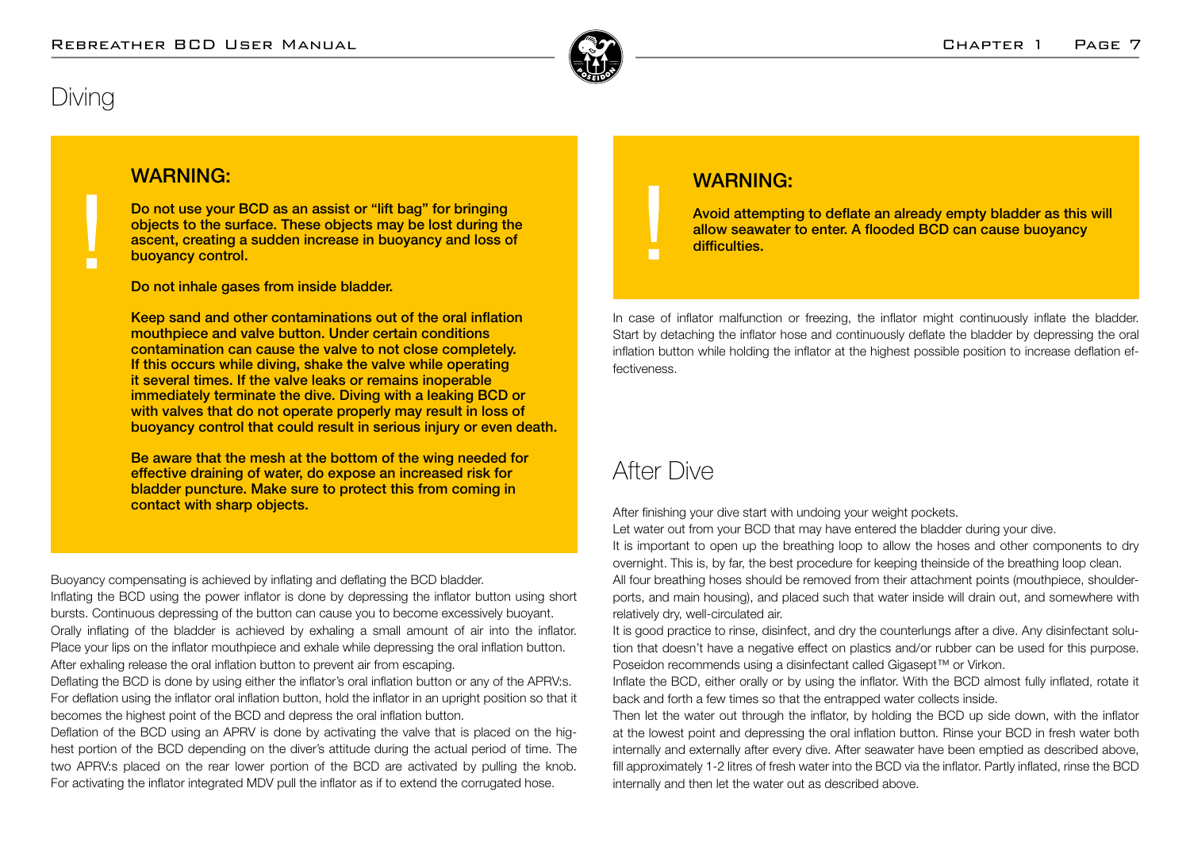# Diving

**WARNING:**

**Do not use your BCD as an assist or "lift bag" for bringing objects to the surface. These objects may be lost during the ascent, creating a sudden increase in buoyancy and loss of buoyancy control.**

**Do not inhale gases from inside bladder.**

**Keep sand and other contaminations out of the oral inflation mouthpiece and valve button. Under certain conditions contamination can cause the valve to not close completely. If this occurs while diving, shake the valve while operating it several times. If the valve leaks or remains inoperable immediately terminate the dive. Diving with a leaking BCD or with valves that do not operate properly may result in loss of buoyancy control that could result in serious injury or even death.**

**Be aware that the mesh at the bottom of the wing needed for effective draining of water, do expose an increased risk for bladder puncture. Make sure to protect this from coming in contact with sharp objects.**

Buoyancy compensating is achieved by inflating and deflating the BCD bladder.
Inflating the BCD using the power inflator is done by depressing the inflator button using short bursts. Continuous depressing of the button can cause you to become excessively buoyant.
Orally inflating of the bladder is achieved by exhaling a small amount of air into the inflator. Place your lips on the inflator mouthpiece and exhale while depressing the oral inflation button. After exhaling release the oral inflation button to prevent air from escaping.
Deflating the BCD is done by using either the inflator's oral inflation button or any of the APRV:s.
For deflation using the inflator oral inflation button, hold the inflator in an upright position so that it becomes the highest point of the BCD and depress the oral inflation button.
Deflation of the BCD using an APRV is done by activating the valve that is placed on the highest portion of the BCD depending on the diver's attitude during the actual period of time. The two APRV:s placed on the rear lower portion of the BCD are activated by pulling the knob. For activating the inflator integrated MDV pull the inflator as if to extend the corrugated hose.

**WARNING:**

**Avoid attempting to deflate an already empty bladder as this will allow seawater to enter. A flooded BCD can cause buoyancy difficulties.**

In case of inflator malfunction or freezing, the inflator might continuously inflate the bladder. Start by detaching the inflator hose and continuously deflate the bladder by depressing the oral inflation button while holding the inflator at the highest possible position to increase deflation effectiveness.

# After Dive

After finishing your dive start with undoing your weight pockets.
Let water out from your BCD that may have entered the bladder during your dive.
It is important to open up the breathing loop to allow the hoses and other components to dry overnight. This is, by far, the best procedure for keeping theinside of the breathing loop clean.
All four breathing hoses should be removed from their attachment points (mouthpiece, shoulder-ports, and main housing), and placed such that water inside will drain out, and somewhere with relatively dry, well-circulated air.
It is good practice to rinse, disinfect, and dry the counterlungs after a dive. Any disinfectant solution that doesn't have a negative effect on plastics and/or rubber can be used for this purpose. Poseidon recommends using a disinfectant called Gigasept™ or Virkon.
Inflate the BCD, either orally or by using the inflator. With the BCD almost fully inflated, rotate it back and forth a few times so that the entrapped water collects inside.
Then let the water out through the inflator, by holding the BCD up side down, with the inflator at the lowest point and depressing the oral inflation button. Rinse your BCD in fresh water both internally and externally after every dive. After seawater have been emptied as described above, fill approximately 1-2 litres of fresh water into the BCD via the inflator. Partly inflated, rinse the BCD internally and then let the water out as described above.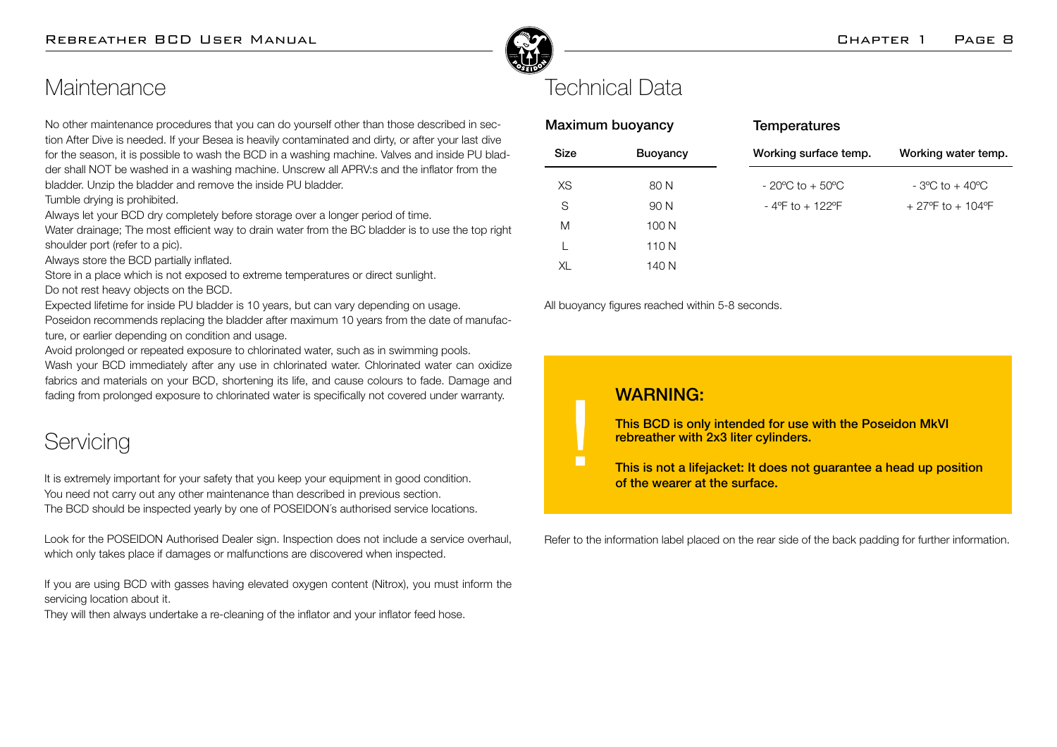# Maintenance

No other maintenance procedures that you can do yourself other than those described in section After Dive is needed. If your Besea is heavily contaminated and dirty, or after your last dive for the season, it is possible to wash the BCD in a washing machine. Valves and inside PU bladder shall NOT be washed in a washing machine. Unscrew all APRV:s and the inflator from the bladder. Unzip the bladder and remove the inside PU bladder.

Tumble drying is prohibited.

Always let your BCD dry completely before storage over a longer period of time.

Water drainage; The most efficient way to drain water from the BC bladder is to use the top right shoulder port (refer to a pic).

Always store the BCD partially inflated.

Store in a place which is not exposed to extreme temperatures or direct sunlight.

Do not rest heavy objects on the BCD.

Expected lifetime for inside PU bladder is 10 years, but can vary depending on usage.

Poseidon recommends replacing the bladder after maximum 10 years from the date of manufacture, or earlier depending on condition and usage.

Avoid prolonged or repeated exposure to chlorinated water, such as in swimming pools.

Wash your BCD immediately after any use in chlorinated water. Chlorinated water can oxidize fabrics and materials on your BCD, shortening its life, and cause colours to fade. Damage and fading from prolonged exposure to chlorinated water is specifically not covered under warranty.

# Servicing

It is extremely important for your safety that you keep your equipment in good condition.

You need not carry out any other maintenance than described in previous section.

The BCD should be inspected yearly by one of POSEIDON´s authorised service locations.

Look for the POSEIDON Authorised Dealer sign. Inspection does not include a service overhaul, which only takes place if damages or malfunctions are discovered when inspected.

If you are using BCD with gasses having elevated oxygen content (Nitrox), you must inform the servicing location about it.

They will then always undertake a re-cleaning of the inflator and your inflator feed hose.

# Technical Data

**Maximum buoyancy**

| Size | Buoyancy |
|---|---|
| XS | 80 N |
| S | 90 N |
| M | 100 N |
| L | 110 N |
| XL | 140 N |

**Temperatures**

| Working surface temp. | Working water temp. |
|---|---|
| - 20ºC to + 50ºC | - 3ºC to + 40ºC |
| - 4ºF to + 122ºF | + 27ºF to + 104ºF |

All buoyancy figures reached within 5-8 seconds.

**WARNING:**

**This BCD is only intended for use with the Poseidon MkVI rebreather with 2x3 liter cylinders.**

**This is not a lifejacket: It does not guarantee a head up position of the wearer at the surface.**

Refer to the information label placed on the rear side of the back padding for further information.